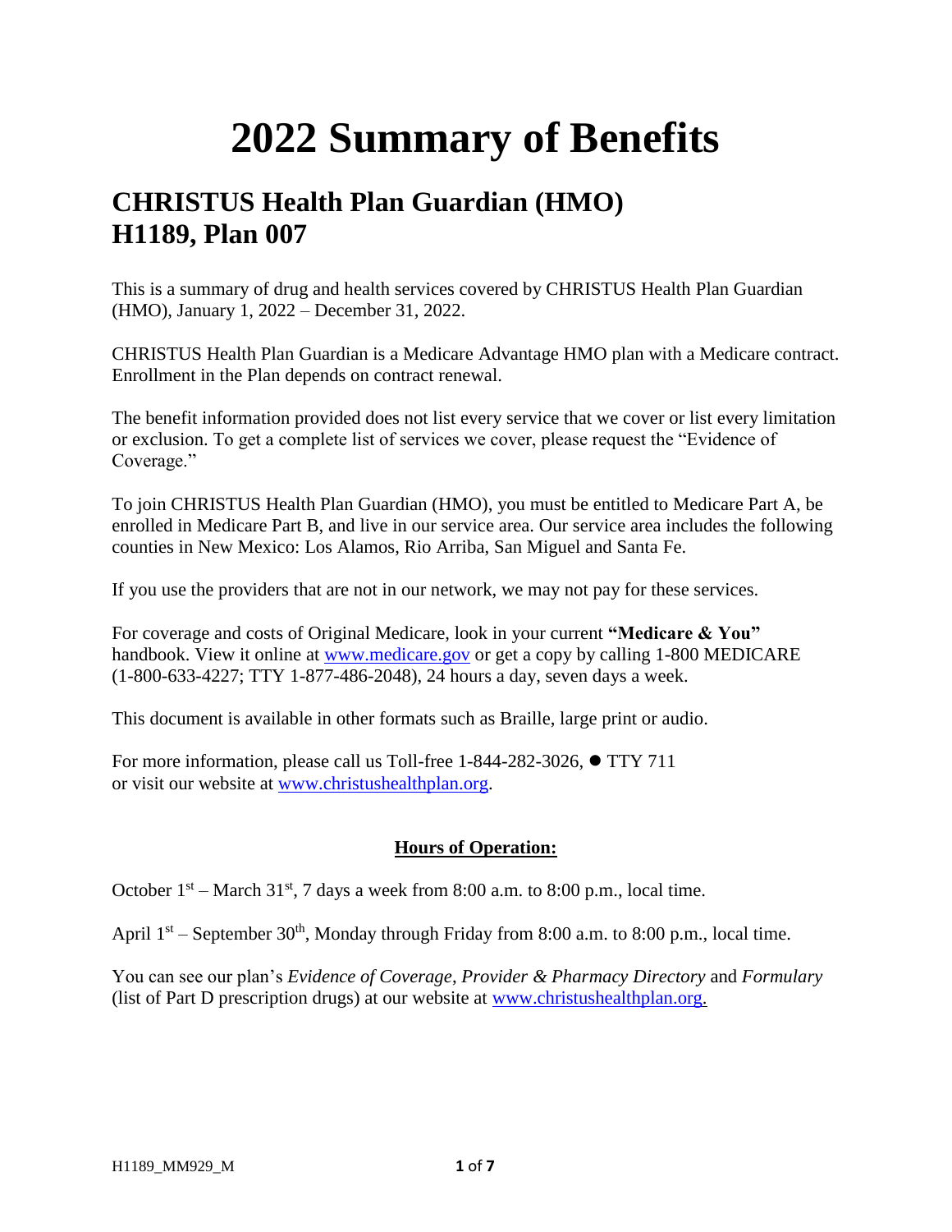# 2022 Summary of Benefits

## CHRISTUS Health Plan Guardian (HMO)
## H1189, Plan 007

This is a summary of drug and health services covered by CHRISTUS Health Plan Guardian (HMO), January 1, 2022 – December 31, 2022.

CHRISTUS Health Plan Guardian is a Medicare Advantage HMO plan with a Medicare contract. Enrollment in the Plan depends on contract renewal.

The benefit information provided does not list every service that we cover or list every limitation or exclusion. To get a complete list of services we cover, please request the "Evidence of Coverage."

To join CHRISTUS Health Plan Guardian (HMO), you must be entitled to Medicare Part A, be enrolled in Medicare Part B, and live in our service area. Our service area includes the following counties in New Mexico: Los Alamos, Rio Arriba, San Miguel and Santa Fe.

If you use the providers that are not in our network, we may not pay for these services.

For coverage and costs of Original Medicare, look in your current **"Medicare & You"** handbook. View it online at www.medicare.gov or get a copy by calling 1-800 MEDICARE (1-800-633-4227; TTY 1-877-486-2048), 24 hours a day, seven days a week.

This document is available in other formats such as Braille, large print or audio.

For more information, please call us Toll-free 1-844-282-3026, ● TTY 711 or visit our website at www.christushealthplan.org.

**Hours of Operation:**

October 1st – March 31st, 7 days a week from 8:00 a.m. to 8:00 p.m., local time.

April 1st – September 30th, Monday through Friday from 8:00 a.m. to 8:00 p.m., local time.

You can see our plan's *Evidence of Coverage*, *Provider & Pharmacy Directory* and *Formulary* (list of Part D prescription drugs) at our website at www.christushealthplan.org.

H1189_MM929_M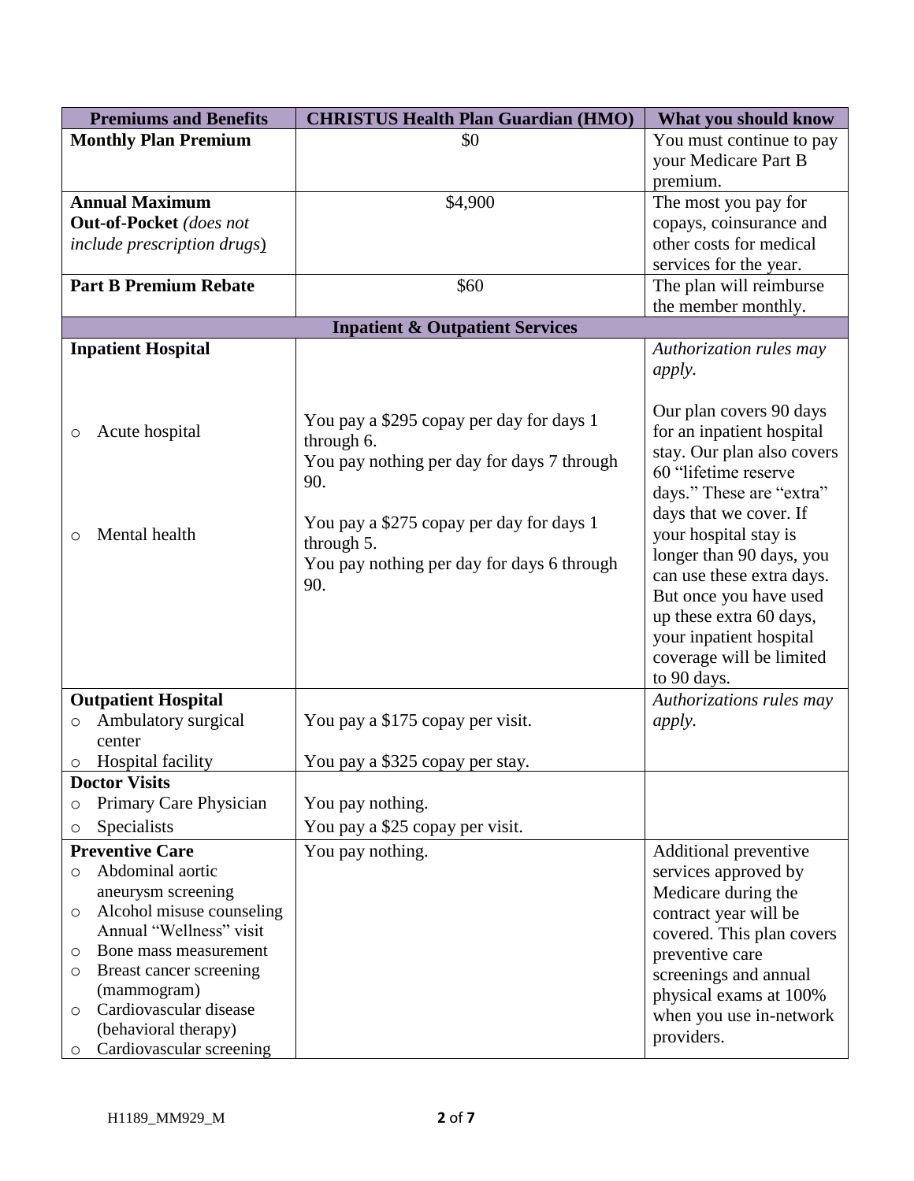| Premiums and Benefits | CHRISTUS Health Plan Guardian (HMO) | What you should know |
|---|---|---|
| **Monthly Plan Premium** | $0 | You must continue to pay your Medicare Part B premium. |
| **Annual Maximum Out-of-Pocket** *(does not include prescription drugs)* | $4,900 | The most you pay for copays, coinsurance and other costs for medical services for the year. |
| **Part B Premium Rebate** | $60 | The plan will reimburse the member monthly. |
| **Inpatient & Outpatient Services** | | |
| **Inpatient Hospital**<br>○ Acute hospital<br>○ Mental health | You pay a $295 copay per day for days 1 through 6.<br>You pay nothing per day for days 7 through 90.<br>You pay a $275 copay per day for days 1 through 5.<br>You pay nothing per day for days 6 through 90. | *Authorization rules may apply.*<br>Our plan covers 90 days for an inpatient hospital stay. Our plan also covers 60 "lifetime reserve days." These are "extra" days that we cover. If your hospital stay is longer than 90 days, you can use these extra days. But once you have used up these extra 60 days, your inpatient hospital coverage will be limited to 90 days. |
| **Outpatient Hospital**<br>○ Ambulatory surgical center<br>○ Hospital facility | You pay a $175 copay per visit.<br>You pay a $325 copay per stay. | *Authorizations rules may apply.* |
| **Doctor Visits**<br>○ Primary Care Physician<br>○ Specialists | You pay nothing.<br>You pay a $25 copay per visit. | |
| **Preventive Care**<br>○ Abdominal aortic aneurysm screening<br>○ Alcohol misuse counseling Annual "Wellness" visit<br>○ Bone mass measurement<br>○ Breast cancer screening (mammogram)<br>○ Cardiovascular disease (behavioral therapy)<br>○ Cardiovascular screening | You pay nothing. | Additional preventive services approved by Medicare during the contract year will be covered. This plan covers preventive care screenings and annual physical exams at 100% when you use in-network providers. |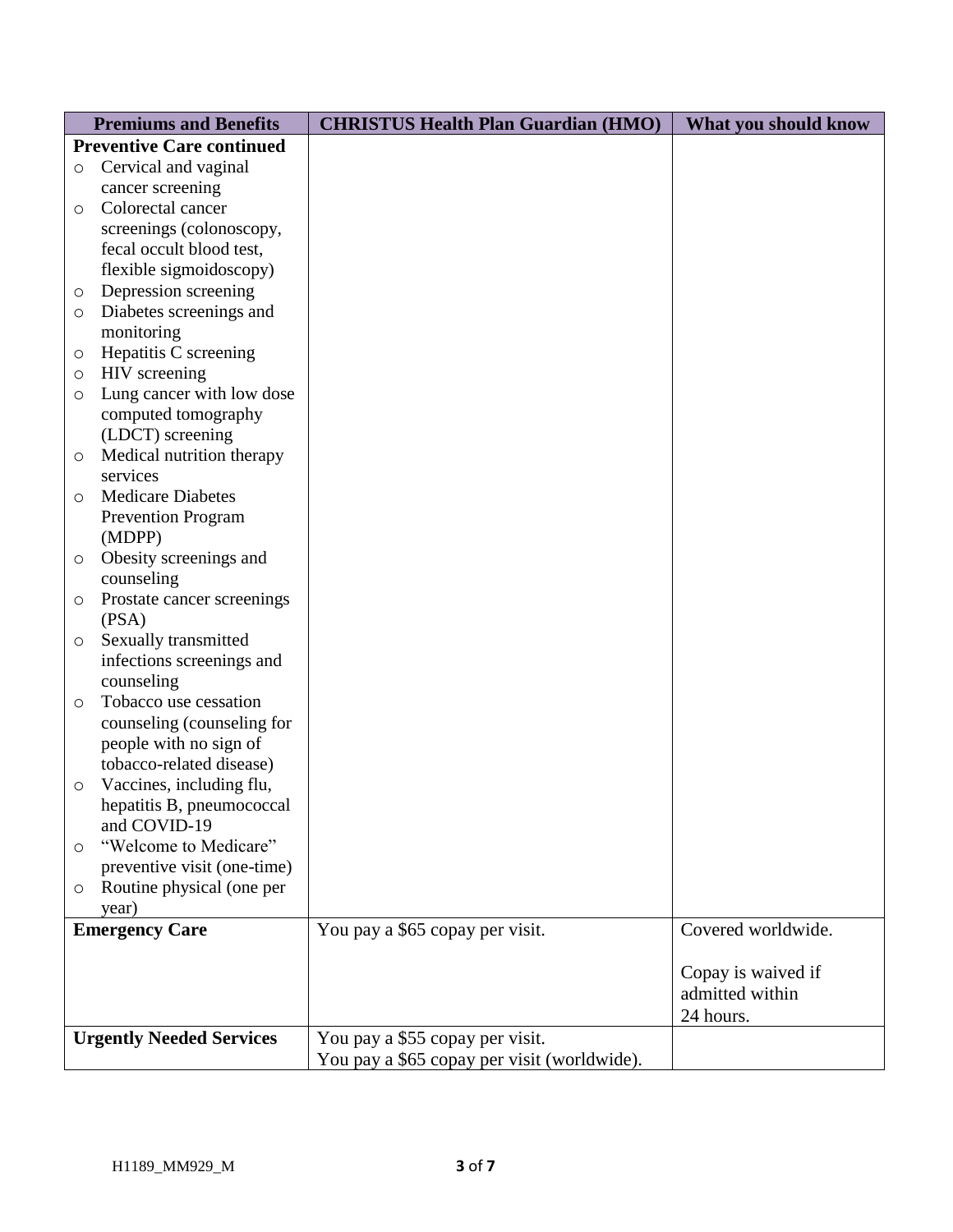| Premiums and Benefits | CHRISTUS Health Plan Guardian (HMO) | What you should know |
|---|---|---|
| **Preventive Care continued**<br>○ Cervical and vaginal cancer screening<br>○ Colorectal cancer screenings (colonoscopy, fecal occult blood test, flexible sigmoidoscopy)<br>○ Depression screening<br>○ Diabetes screenings and monitoring<br>○ Hepatitis C screening<br>○ HIV screening<br>○ Lung cancer with low dose computed tomography (LDCT) screening<br>○ Medical nutrition therapy services<br>○ Medicare Diabetes Prevention Program (MDPP)<br>○ Obesity screenings and counseling<br>○ Prostate cancer screenings (PSA)<br>○ Sexually transmitted infections screenings and counseling<br>○ Tobacco use cessation counseling (counseling for people with no sign of tobacco-related disease)<br>○ Vaccines, including flu, hepatitis B, pneumococcal and COVID-19<br>○ "Welcome to Medicare" preventive visit (one-time)<br>○ Routine physical (one per year) | | |
| **Emergency Care** | You pay a $65 copay per visit. | Covered worldwide.<br><br>Copay is waived if admitted within 24 hours. |
| **Urgently Needed Services** | You pay a $55 copay per visit.<br>You pay a $65 copay per visit (worldwide). | |

H1189_MM929_M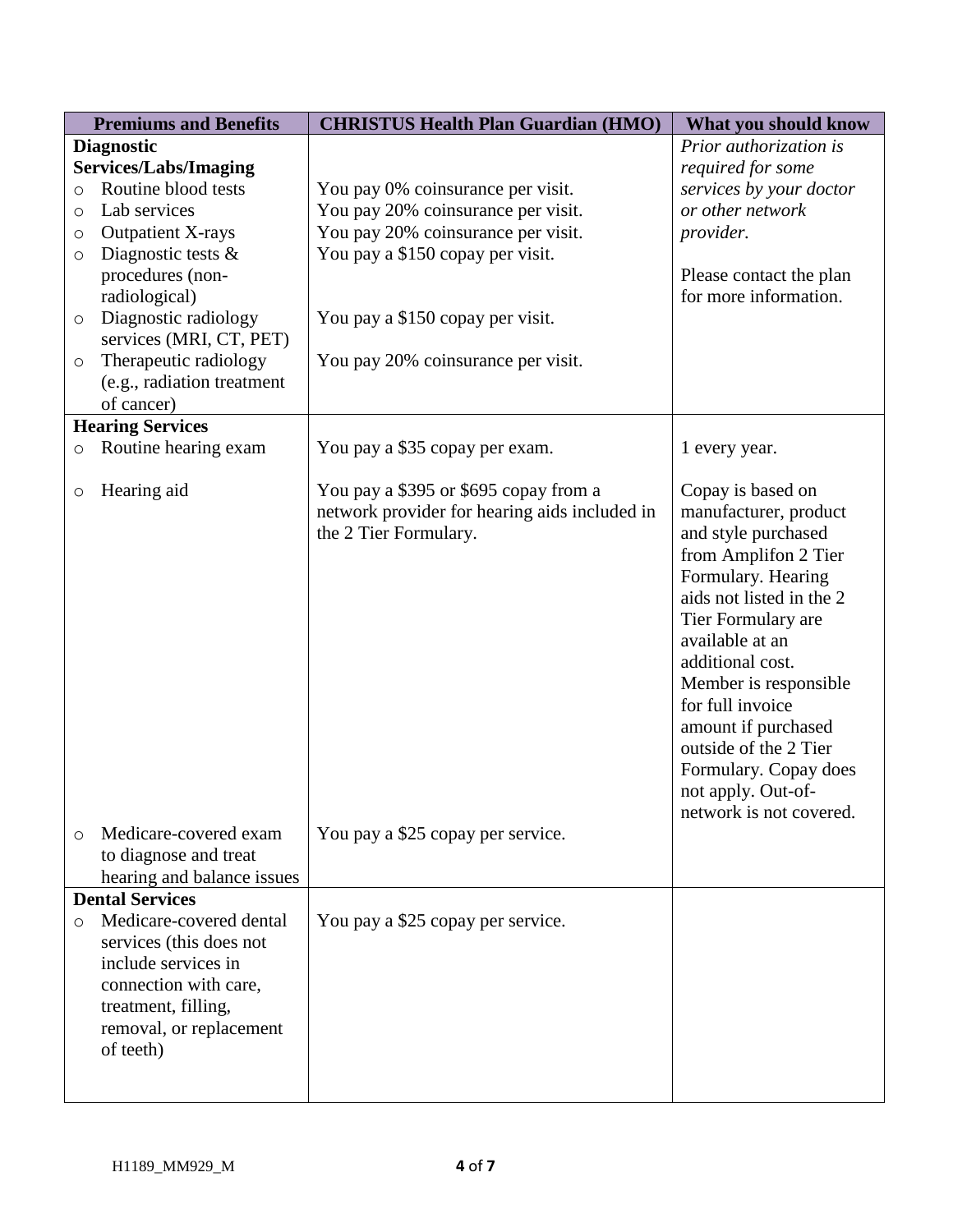| Premiums and Benefits | CHRISTUS Health Plan Guardian (HMO) | What you should know |
|---|---|---|
| **Diagnostic Services/Labs/Imaging** | | *Prior authorization is required for some services by your doctor or other network provider.* Please contact the plan for more information. |
| ○ Routine blood tests | You pay 0% coinsurance per visit. | |
| ○ Lab services | You pay 20% coinsurance per visit. | |
| ○ Outpatient X-rays | You pay 20% coinsurance per visit. | |
| ○ Diagnostic tests & procedures (non-radiological) | You pay a $150 copay per visit. | |
| ○ Diagnostic radiology services (MRI, CT, PET) | You pay a $150 copay per visit. | |
| ○ Therapeutic radiology (e.g., radiation treatment of cancer) | You pay 20% coinsurance per visit. | |
| **Hearing Services** | | |
| ○ Routine hearing exam | You pay a $35 copay per exam. | 1 every year. |
| ○ Hearing aid | You pay a $395 or $695 copay from a network provider for hearing aids included in the 2 Tier Formulary. | Copay is based on manufacturer, product and style purchased from Amplifon 2 Tier Formulary. Hearing aids not listed in the 2 Tier Formulary are available at an additional cost. Member is responsible for full invoice amount if purchased outside of the 2 Tier Formulary. Copay does not apply. Out-of-network is not covered. |
| ○ Medicare-covered exam to diagnose and treat hearing and balance issues | You pay a $25 copay per service. | |
| **Dental Services** | | |
| ○ Medicare-covered dental services (this does not include services in connection with care, treatment, filling, removal, or replacement of teeth) | You pay a $25 copay per service. | |

H1189_MM929_M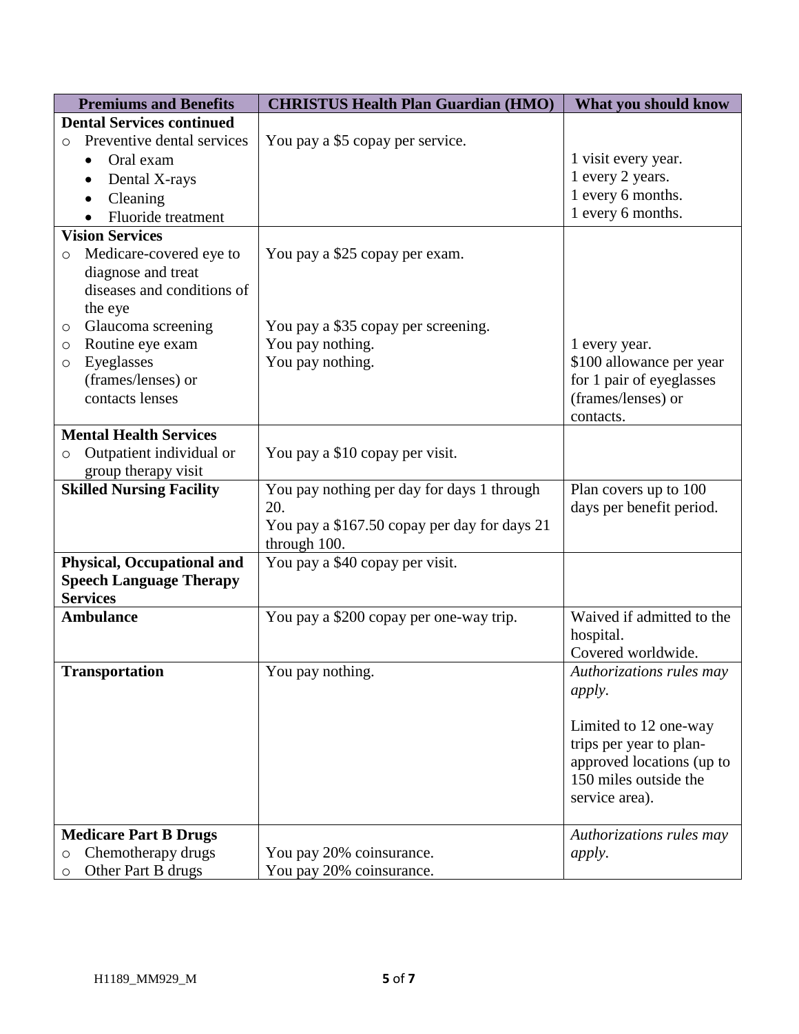| Premiums and Benefits | CHRISTUS Health Plan Guardian (HMO) | What you should know |
|---|---|---|
| **Dental Services continued**<br>○ Preventive dental services<br>• Oral exam<br>• Dental X-rays<br>• Cleaning<br>• Fluoride treatment | You pay a $5 copay per service. | <br>1 visit every year.<br>1 every 2 years.<br>1 every 6 months.<br>1 every 6 months. |
| **Vision Services**<br>○ Medicare-covered eye to diagnose and treat diseases and conditions of the eye<br>○ Glaucoma screening<br>○ Routine eye exam<br>○ Eyeglasses (frames/lenses) or contacts lenses | You pay a $25 copay per exam.<br><br><br><br>You pay a $35 copay per screening.<br>You pay nothing.<br>You pay nothing. | <br><br><br><br><br>1 every year.<br>$100 allowance per year for 1 pair of eyeglasses (frames/lenses) or contacts. |
| **Mental Health Services**<br>○ Outpatient individual or group therapy visit | You pay a $10 copay per visit. | |
| **Skilled Nursing Facility** | You pay nothing per day for days 1 through 20.<br>You pay a $167.50 copay per day for days 21 through 100. | Plan covers up to 100 days per benefit period. |
| **Physical, Occupational and Speech Language Therapy Services** | You pay a $40 copay per visit. | |
| **Ambulance** | You pay a $200 copay per one-way trip. | Waived if admitted to the hospital.<br>Covered worldwide. |
| **Transportation** | You pay nothing. | *Authorizations rules may apply*.<br><br>Limited to 12 one-way trips per year to plan-approved locations (up to 150 miles outside the service area). |
| **Medicare Part B Drugs**<br>○ Chemotherapy drugs<br>○ Other Part B drugs | <br>You pay 20% coinsurance.<br>You pay 20% coinsurance. | *Authorizations rules may apply*. |

H1189_MM929_M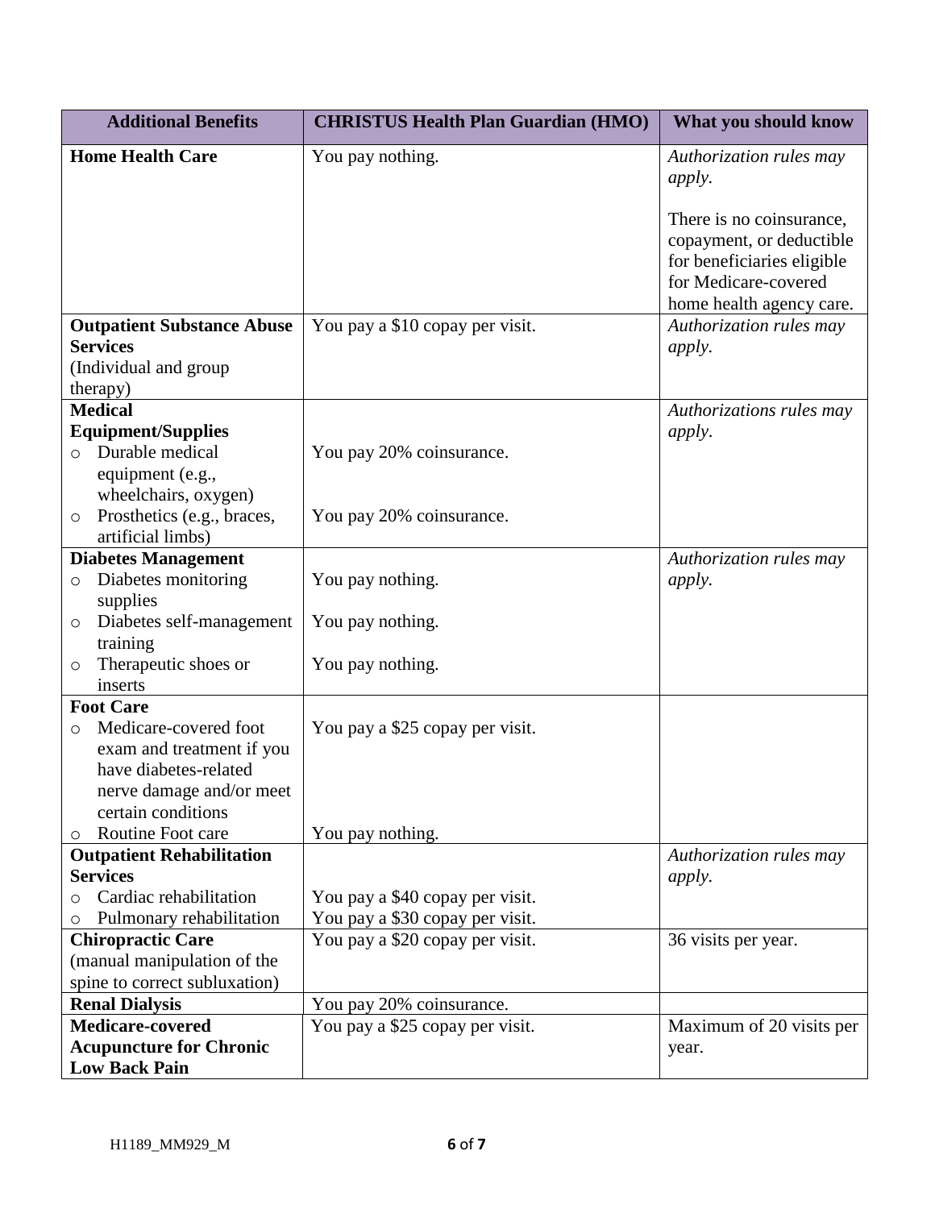| Additional Benefits | CHRISTUS Health Plan Guardian (HMO) | What you should know |
|---|---|---|
| **Home Health Care** | You pay nothing. | *Authorization rules may apply.*<br><br>There is no coinsurance, copayment, or deductible for beneficiaries eligible for Medicare-covered home health agency care. |
| **Outpatient Substance Abuse Services**<br>(Individual and group therapy) | You pay a $10 copay per visit. | *Authorization rules may apply.* |
| **Medical Equipment/Supplies**<br>○ Durable medical equipment (e.g., wheelchairs, oxygen)<br>○ Prosthetics (e.g., braces, artificial limbs) | <br><br>You pay 20% coinsurance.<br><br>You pay 20% coinsurance. | *Authorizations rules may apply.* |
| **Diabetes Management**<br>○ Diabetes monitoring supplies<br>○ Diabetes self-management training<br>○ Therapeutic shoes or inserts | <br>You pay nothing.<br><br>You pay nothing.<br><br>You pay nothing. | *Authorization rules may apply.* |
| **Foot Care**<br>○ Medicare-covered foot exam and treatment if you have diabetes-related nerve damage and/or meet certain conditions<br>○ Routine Foot care | <br>You pay a $25 copay per visit.<br><br><br><br>You pay nothing. | |
| **Outpatient Rehabilitation Services**<br>○ Cardiac rehabilitation<br>○ Pulmonary rehabilitation | <br><br>You pay a $40 copay per visit.<br>You pay a $30 copay per visit. | *Authorization rules may apply.* |
| **Chiropractic Care**<br>(manual manipulation of the spine to correct subluxation) | You pay a $20 copay per visit. | 36 visits per year. |
| **Renal Dialysis** | You pay 20% coinsurance. | |
| **Medicare-covered Acupuncture for Chronic Low Back Pain** | You pay a $25 copay per visit. | Maximum of 20 visits per year. |

H1189_MM929_M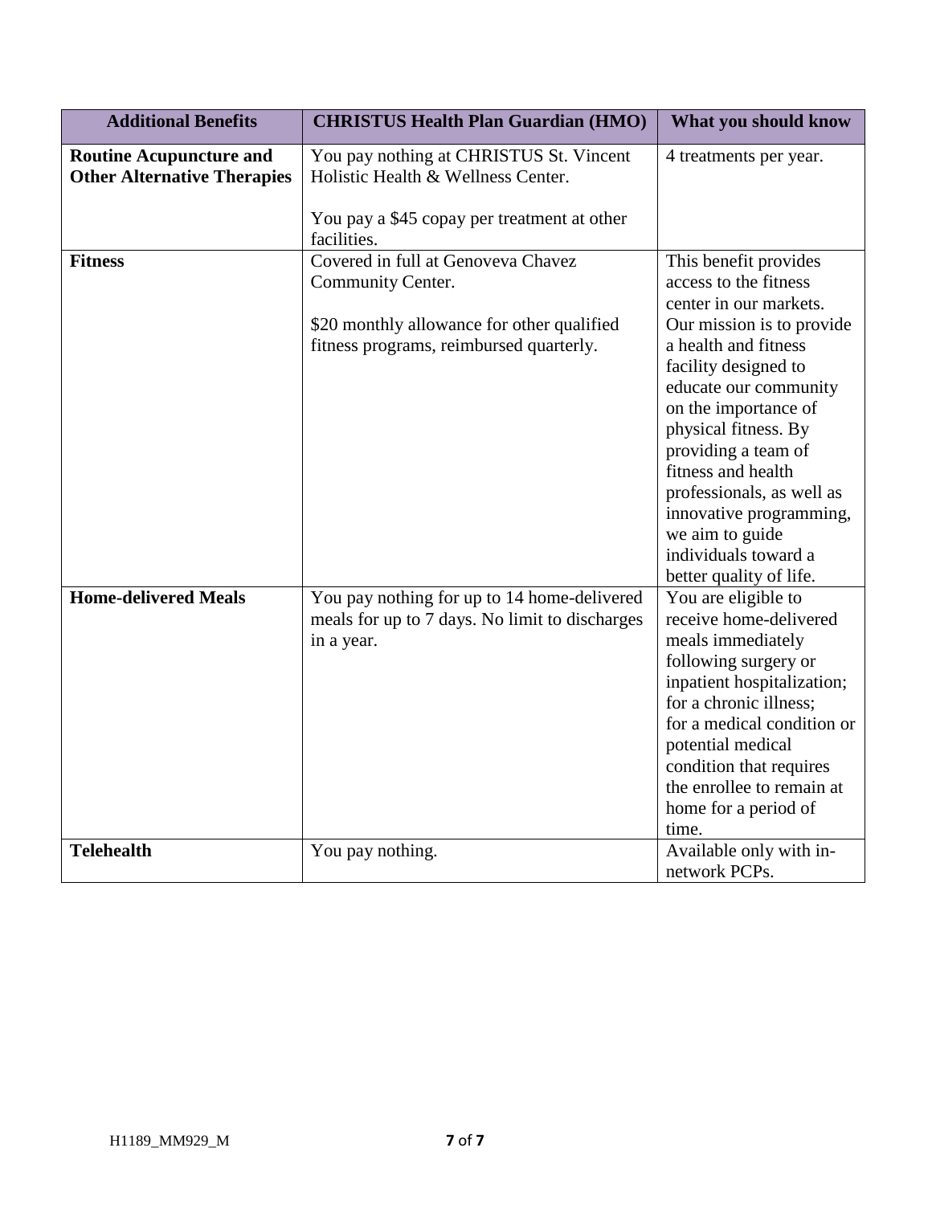| Additional Benefits | CHRISTUS Health Plan Guardian (HMO) | What you should know |
|---|---|---|
| **Routine Acupuncture and Other Alternative Therapies** | You pay nothing at CHRISTUS St. Vincent Holistic Health & Wellness Center.<br><br>You pay a $45 copay per treatment at other facilities. | 4 treatments per year. |
| **Fitness** | Covered in full at Genoveva Chavez Community Center.<br><br>$20 monthly allowance for other qualified fitness programs, reimbursed quarterly. | This benefit provides access to the fitness center in our markets. Our mission is to provide a health and fitness facility designed to educate our community on the importance of physical fitness. By providing a team of fitness and health professionals, as well as innovative programming, we aim to guide individuals toward a better quality of life. |
| **Home-delivered Meals** | You pay nothing for up to 14 home-delivered meals for up to 7 days. No limit to discharges in a year. | You are eligible to receive home-delivered meals immediately following surgery or inpatient hospitalization; for a chronic illness; for a medical condition or potential medical condition that requires the enrollee to remain at home for a period of time. |
| **Telehealth** | You pay nothing. | Available only with in-network PCPs. |

H1189_MM929_M